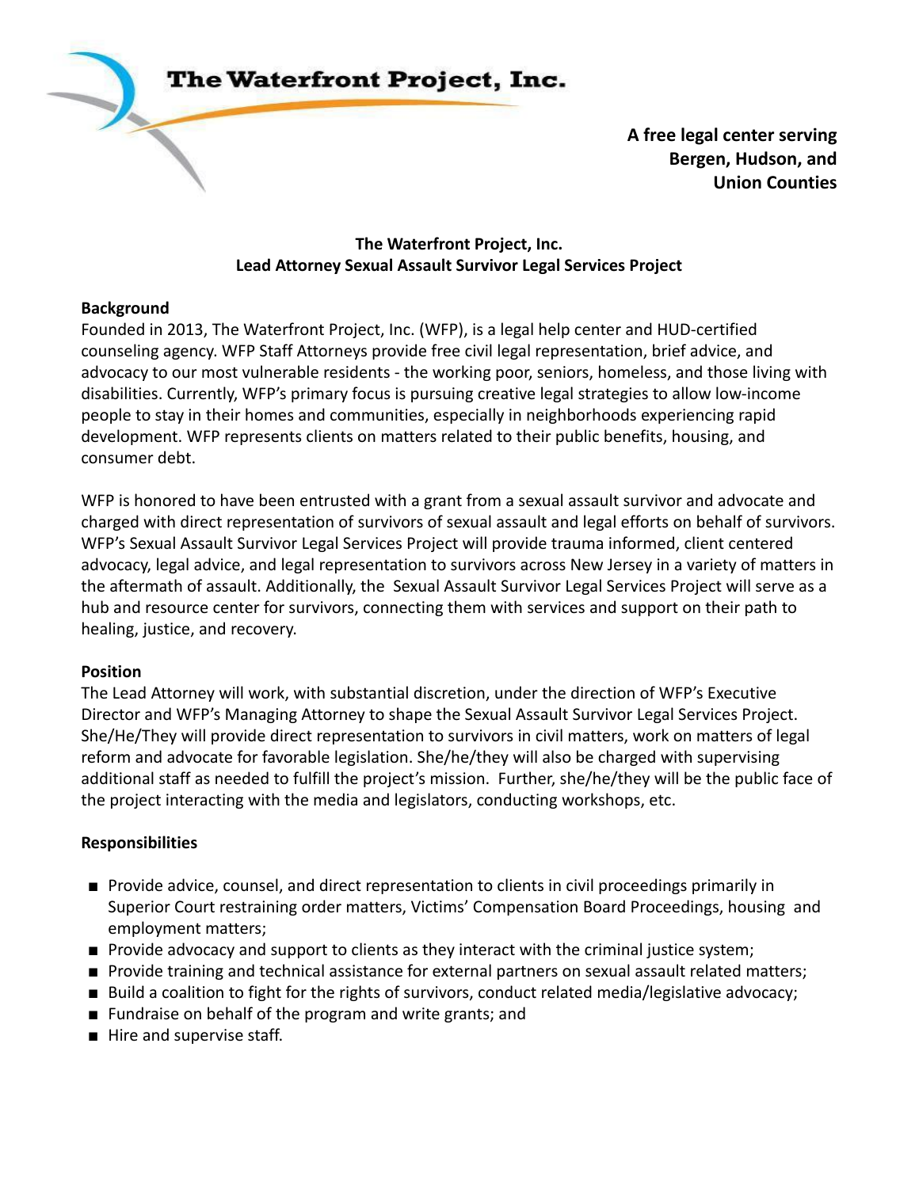**The Waterfront Project, Inc.**

**A free legal center serving Bergen, Hudson, and Union Counties**

**The Waterfront Project, Inc.**
**Lead Attorney Sexual Assault Survivor Legal Services Project**

**Background**

Founded in 2013, The Waterfront Project, Inc. (WFP), is a legal help center and HUD-certified counseling agency. WFP Staff Attorneys provide free civil legal representation, brief advice, and advocacy to our most vulnerable residents - the working poor, seniors, homeless, and those living with disabilities. Currently, WFP's primary focus is pursuing creative legal strategies to allow low-income people to stay in their homes and communities, especially in neighborhoods experiencing rapid development. WFP represents clients on matters related to their public benefits, housing, and consumer debt.

WFP is honored to have been entrusted with a grant from a sexual assault survivor and advocate and charged with direct representation of survivors of sexual assault and legal efforts on behalf of survivors. WFP's Sexual Assault Survivor Legal Services Project will provide trauma informed, client centered advocacy, legal advice, and legal representation to survivors across New Jersey in a variety of matters in the aftermath of assault. Additionally, the Sexual Assault Survivor Legal Services Project will serve as a hub and resource center for survivors, connecting them with services and support on their path to healing, justice, and recovery.

**Position**

The Lead Attorney will work, with substantial discretion, under the direction of WFP's Executive Director and WFP's Managing Attorney to shape the Sexual Assault Survivor Legal Services Project. She/He/They will provide direct representation to survivors in civil matters, work on matters of legal reform and advocate for favorable legislation. She/he/they will also be charged with supervising additional staff as needed to fulfill the project's mission. Further, she/he/they will be the public face of the project interacting with the media and legislators, conducting workshops, etc.

**Responsibilities**

- Provide advice, counsel, and direct representation to clients in civil proceedings primarily in Superior Court restraining order matters, Victims' Compensation Board Proceedings, housing and employment matters;
- Provide advocacy and support to clients as they interact with the criminal justice system;
- Provide training and technical assistance for external partners on sexual assault related matters;
- Build a coalition to fight for the rights of survivors, conduct related media/legislative advocacy;
- Fundraise on behalf of the program and write grants; and
- Hire and supervise staff.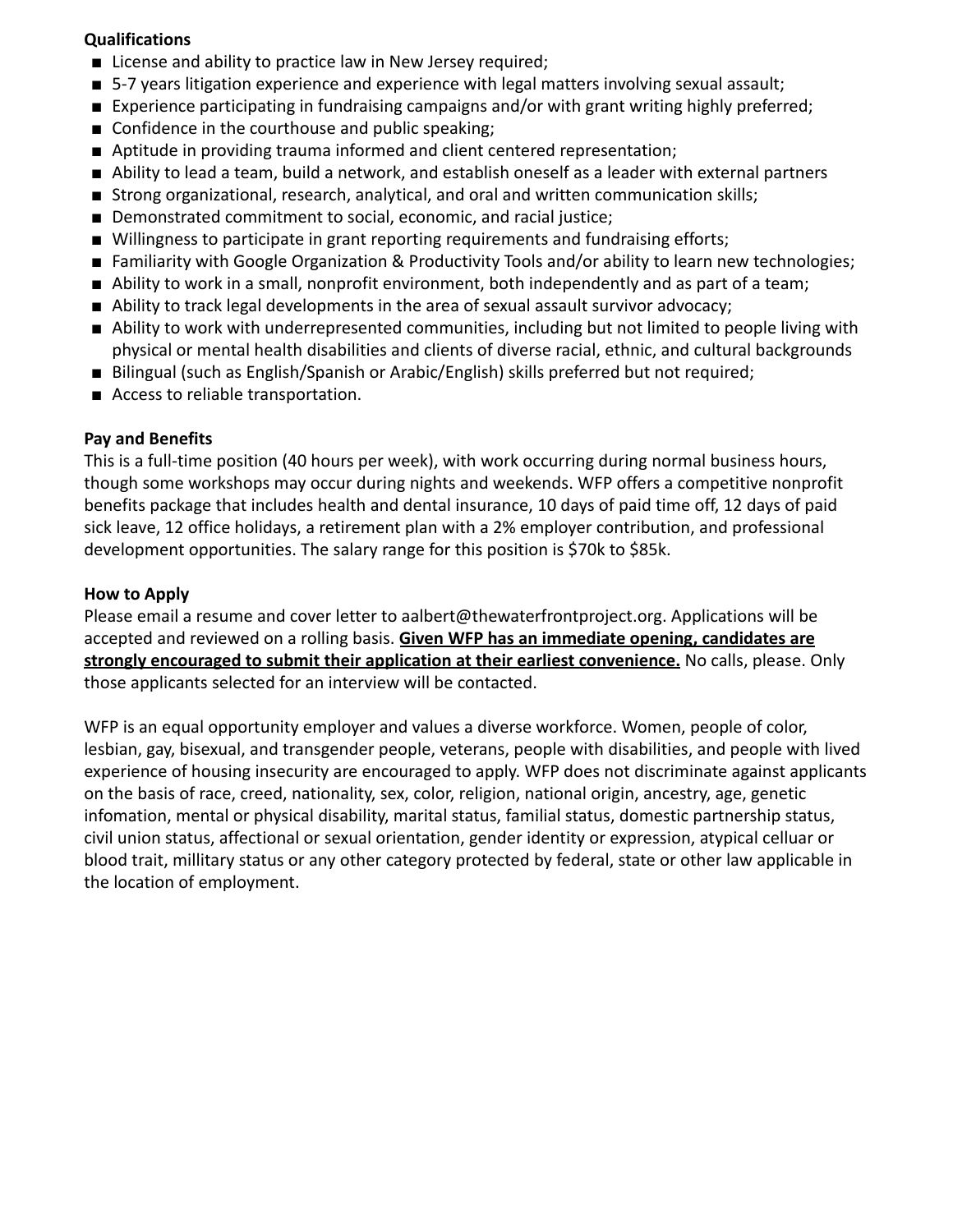**Qualifications**

- License and ability to practice law in New Jersey required;
- 5-7 years litigation experience and experience with legal matters involving sexual assault;
- Experience participating in fundraising campaigns and/or with grant writing highly preferred;
- Confidence in the courthouse and public speaking;
- Aptitude in providing trauma informed and client centered representation;
- Ability to lead a team, build a network, and establish oneself as a leader with external partners
- Strong organizational, research, analytical, and oral and written communication skills;
- Demonstrated commitment to social, economic, and racial justice;
- Willingness to participate in grant reporting requirements and fundraising efforts;
- Familiarity with Google Organization & Productivity Tools and/or ability to learn new technologies;
- Ability to work in a small, nonprofit environment, both independently and as part of a team;
- Ability to track legal developments in the area of sexual assault survivor advocacy;
- Ability to work with underrepresented communities, including but not limited to people living with physical or mental health disabilities and clients of diverse racial, ethnic, and cultural backgrounds
- Bilingual (such as English/Spanish or Arabic/English) skills preferred but not required;
- Access to reliable transportation.

**Pay and Benefits**

This is a full-time position (40 hours per week), with work occurring during normal business hours, though some workshops may occur during nights and weekends. WFP offers a competitive nonprofit benefits package that includes health and dental insurance, 10 days of paid time off, 12 days of paid sick leave, 12 office holidays, a retirement plan with a 2% employer contribution, and professional development opportunities. The salary range for this position is $70k to $85k.

**How to Apply**

Please email a resume and cover letter to aalbert@thewaterfrontproject.org. Applications will be accepted and reviewed on a rolling basis. **Given WFP has an immediate opening, candidates are strongly encouraged to submit their application at their earliest convenience.** No calls, please. Only those applicants selected for an interview will be contacted.

WFP is an equal opportunity employer and values a diverse workforce. Women, people of color, lesbian, gay, bisexual, and transgender people, veterans, people with disabilities, and people with lived experience of housing insecurity are encouraged to apply. WFP does not discriminate against applicants on the basis of race, creed, nationality, sex, color, religion, national origin, ancestry, age, genetic infomation, mental or physical disability, marital status, familial status, domestic partnership status, civil union status, affectional or sexual orientation, gender identity or expression, atypical celluar or blood trait, millitary status or any other category protected by federal, state or other law applicable in the location of employment.